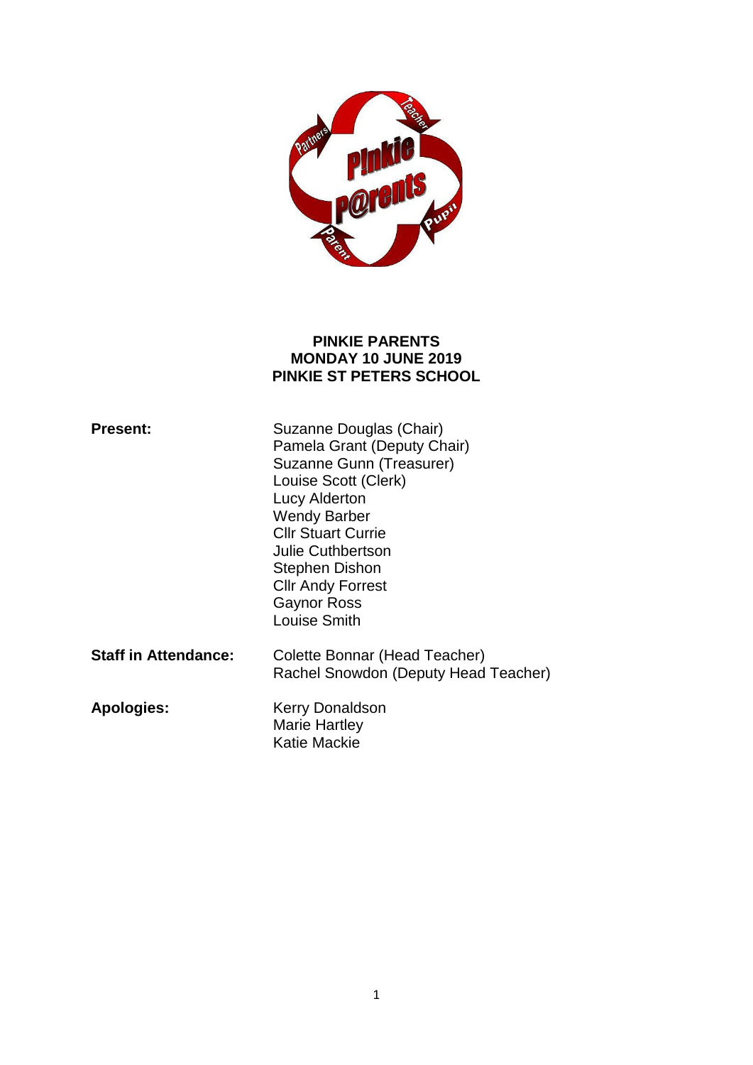**PINKIE PARENTS**
**MONDAY 10 JUNE 2019**
**PINKIE ST PETERS SCHOOL**

| | |
|---|---|
| **Present:** | Suzanne Douglas (Chair)<br>Pamela Grant (Deputy Chair)<br>Suzanne Gunn (Treasurer)<br>Louise Scott (Clerk)<br>Lucy Alderton<br>Wendy Barber<br>Cllr Stuart Currie<br>Julie Cuthbertson<br>Stephen Dishon<br>Cllr Andy Forrest<br>Gaynor Ross<br>Louise Smith |
| **Staff in Attendance:** | Colette Bonnar (Head Teacher)<br>Rachel Snowdon (Deputy Head Teacher) |
| **Apologies:** | Kerry Donaldson<br>Marie Hartley<br>Katie Mackie |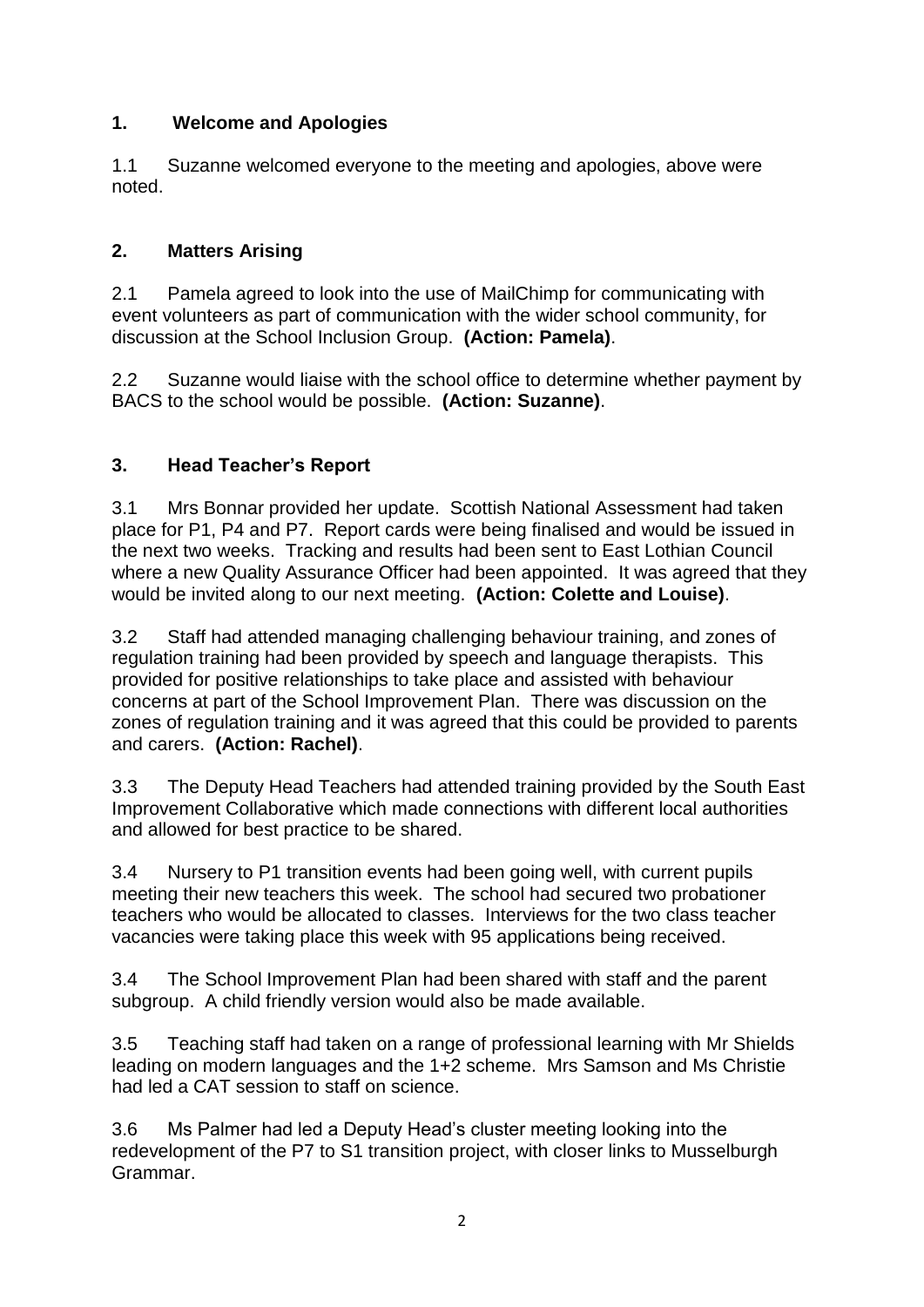## 1. Welcome and Apologies

1.1 Suzanne welcomed everyone to the meeting and apologies, above were noted.

## 2. Matters Arising

2.1 Pamela agreed to look into the use of MailChimp for communicating with event volunteers as part of communication with the wider school community, for discussion at the School Inclusion Group. **(Action: Pamela)**.

2.2 Suzanne would liaise with the school office to determine whether payment by BACS to the school would be possible. **(Action: Suzanne)**.

## 3. Head Teacher's Report

3.1 Mrs Bonnar provided her update. Scottish National Assessment had taken place for P1, P4 and P7. Report cards were being finalised and would be issued in the next two weeks. Tracking and results had been sent to East Lothian Council where a new Quality Assurance Officer had been appointed. It was agreed that they would be invited along to our next meeting. **(Action: Colette and Louise)**.

3.2 Staff had attended managing challenging behaviour training, and zones of regulation training had been provided by speech and language therapists. This provided for positive relationships to take place and assisted with behaviour concerns at part of the School Improvement Plan. There was discussion on the zones of regulation training and it was agreed that this could be provided to parents and carers. **(Action: Rachel)**.

3.3 The Deputy Head Teachers had attended training provided by the South East Improvement Collaborative which made connections with different local authorities and allowed for best practice to be shared.

3.4 Nursery to P1 transition events had been going well, with current pupils meeting their new teachers this week. The school had secured two probationer teachers who would be allocated to classes. Interviews for the two class teacher vacancies were taking place this week with 95 applications being received.

3.4 The School Improvement Plan had been shared with staff and the parent subgroup. A child friendly version would also be made available.

3.5 Teaching staff had taken on a range of professional learning with Mr Shields leading on modern languages and the 1+2 scheme. Mrs Samson and Ms Christie had led a CAT session to staff on science.

3.6 Ms Palmer had led a Deputy Head's cluster meeting looking into the redevelopment of the P7 to S1 transition project, with closer links to Musselburgh Grammar.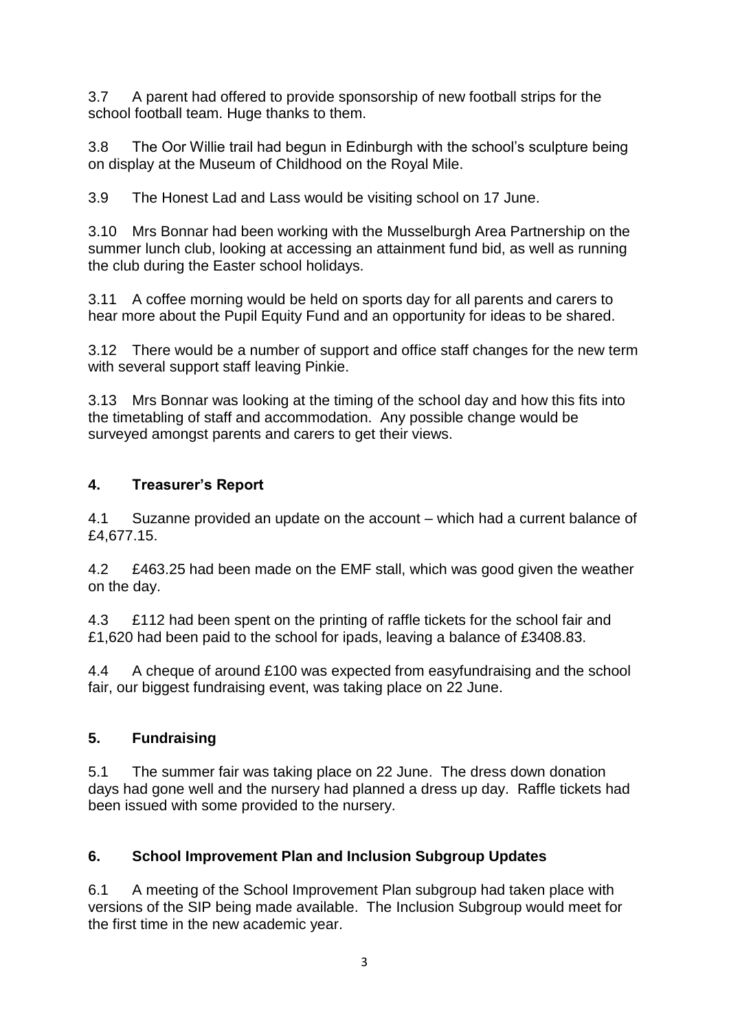3.7 A parent had offered to provide sponsorship of new football strips for the school football team. Huge thanks to them.

3.8 The Oor Willie trail had begun in Edinburgh with the school's sculpture being on display at the Museum of Childhood on the Royal Mile.

3.9 The Honest Lad and Lass would be visiting school on 17 June.

3.10 Mrs Bonnar had been working with the Musselburgh Area Partnership on the summer lunch club, looking at accessing an attainment fund bid, as well as running the club during the Easter school holidays.

3.11 A coffee morning would be held on sports day for all parents and carers to hear more about the Pupil Equity Fund and an opportunity for ideas to be shared.

3.12 There would be a number of support and office staff changes for the new term with several support staff leaving Pinkie.

3.13 Mrs Bonnar was looking at the timing of the school day and how this fits into the timetabling of staff and accommodation. Any possible change would be surveyed amongst parents and carers to get their views.

## 4. Treasurer's Report

4.1 Suzanne provided an update on the account – which had a current balance of £4,677.15.

4.2 £463.25 had been made on the EMF stall, which was good given the weather on the day.

4.3 £112 had been spent on the printing of raffle tickets for the school fair and £1,620 had been paid to the school for ipads, leaving a balance of £3408.83.

4.4 A cheque of around £100 was expected from easyfundraising and the school fair, our biggest fundraising event, was taking place on 22 June.

## 5. Fundraising

5.1 The summer fair was taking place on 22 June. The dress down donation days had gone well and the nursery had planned a dress up day. Raffle tickets had been issued with some provided to the nursery.

## 6. School Improvement Plan and Inclusion Subgroup Updates

6.1 A meeting of the School Improvement Plan subgroup had taken place with versions of the SIP being made available. The Inclusion Subgroup would meet for the first time in the new academic year.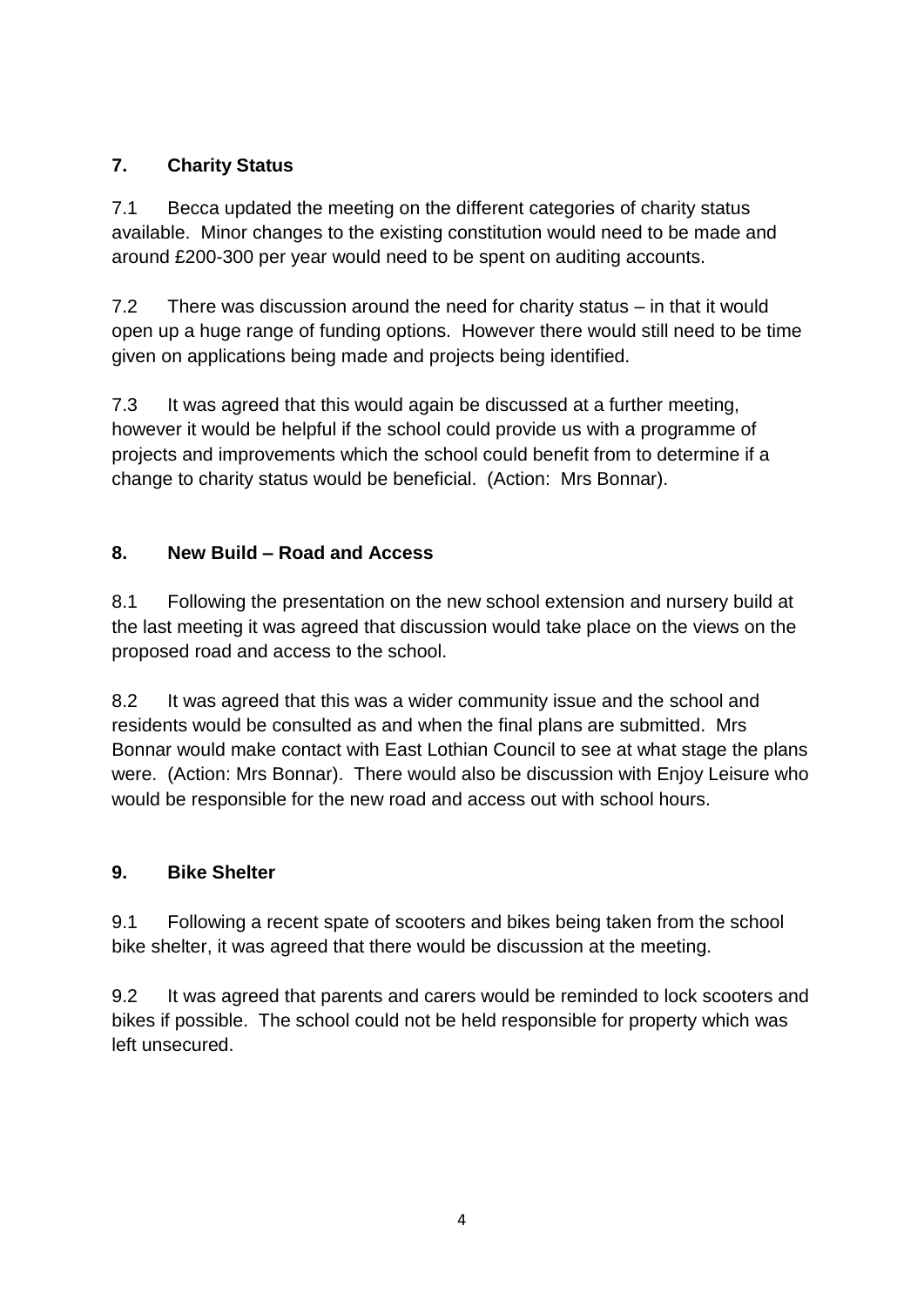## 7. Charity Status

7.1 Becca updated the meeting on the different categories of charity status available. Minor changes to the existing constitution would need to be made and around £200-300 per year would need to be spent on auditing accounts.

7.2 There was discussion around the need for charity status – in that it would open up a huge range of funding options. However there would still need to be time given on applications being made and projects being identified.

7.3 It was agreed that this would again be discussed at a further meeting, however it would be helpful if the school could provide us with a programme of projects and improvements which the school could benefit from to determine if a change to charity status would be beneficial. (Action: Mrs Bonnar).

## 8. New Build – Road and Access

8.1 Following the presentation on the new school extension and nursery build at the last meeting it was agreed that discussion would take place on the views on the proposed road and access to the school.

8.2 It was agreed that this was a wider community issue and the school and residents would be consulted as and when the final plans are submitted. Mrs Bonnar would make contact with East Lothian Council to see at what stage the plans were. (Action: Mrs Bonnar). There would also be discussion with Enjoy Leisure who would be responsible for the new road and access out with school hours.

## 9. Bike Shelter

9.1 Following a recent spate of scooters and bikes being taken from the school bike shelter, it was agreed that there would be discussion at the meeting.

9.2 It was agreed that parents and carers would be reminded to lock scooters and bikes if possible. The school could not be held responsible for property which was left unsecured.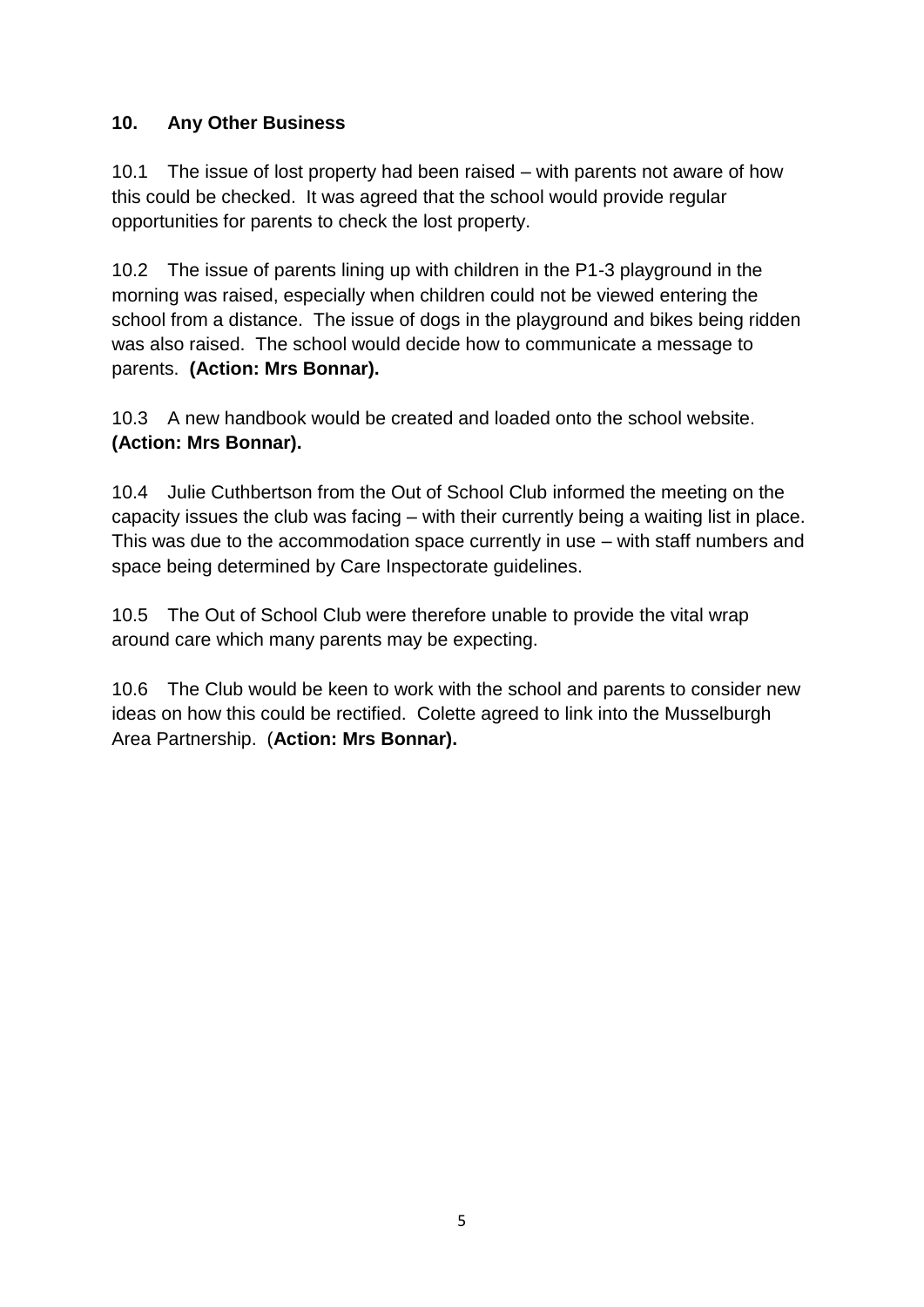## 10. Any Other Business

10.1 The issue of lost property had been raised – with parents not aware of how this could be checked. It was agreed that the school would provide regular opportunities for parents to check the lost property.

10.2 The issue of parents lining up with children in the P1-3 playground in the morning was raised, especially when children could not be viewed entering the school from a distance. The issue of dogs in the playground and bikes being ridden was also raised. The school would decide how to communicate a message to parents. **(Action: Mrs Bonnar).**

10.3 A new handbook would be created and loaded onto the school website. **(Action: Mrs Bonnar).**

10.4 Julie Cuthbertson from the Out of School Club informed the meeting on the capacity issues the club was facing – with their currently being a waiting list in place. This was due to the accommodation space currently in use – with staff numbers and space being determined by Care Inspectorate guidelines.

10.5 The Out of School Club were therefore unable to provide the vital wrap around care which many parents may be expecting.

10.6 The Club would be keen to work with the school and parents to consider new ideas on how this could be rectified. Colette agreed to link into the Musselburgh Area Partnership. (**Action: Mrs Bonnar).**